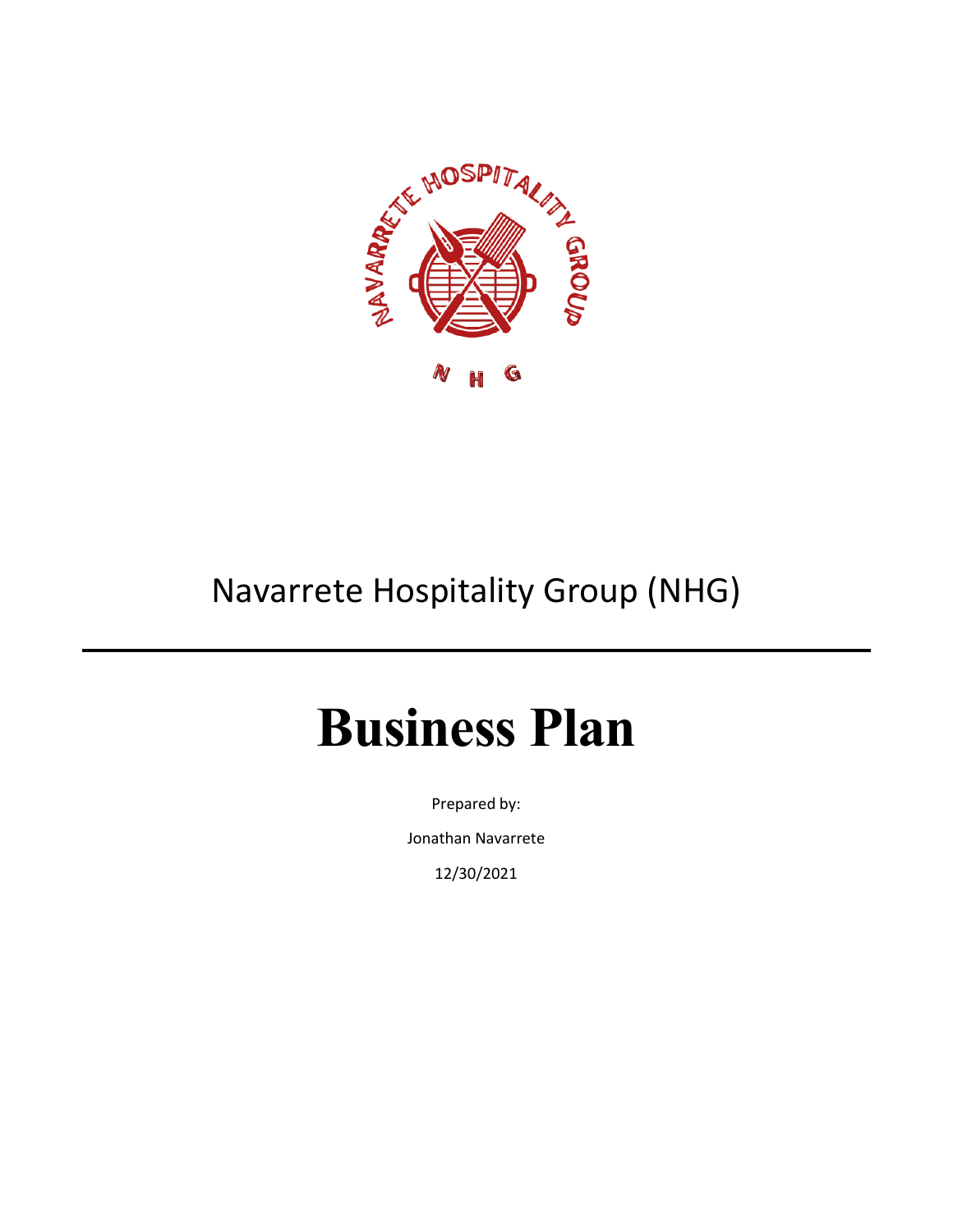Navarrete Hospitality Group (NHG)

---

# Business Plan

Prepared by:

Jonathan Navarrete

12/30/2021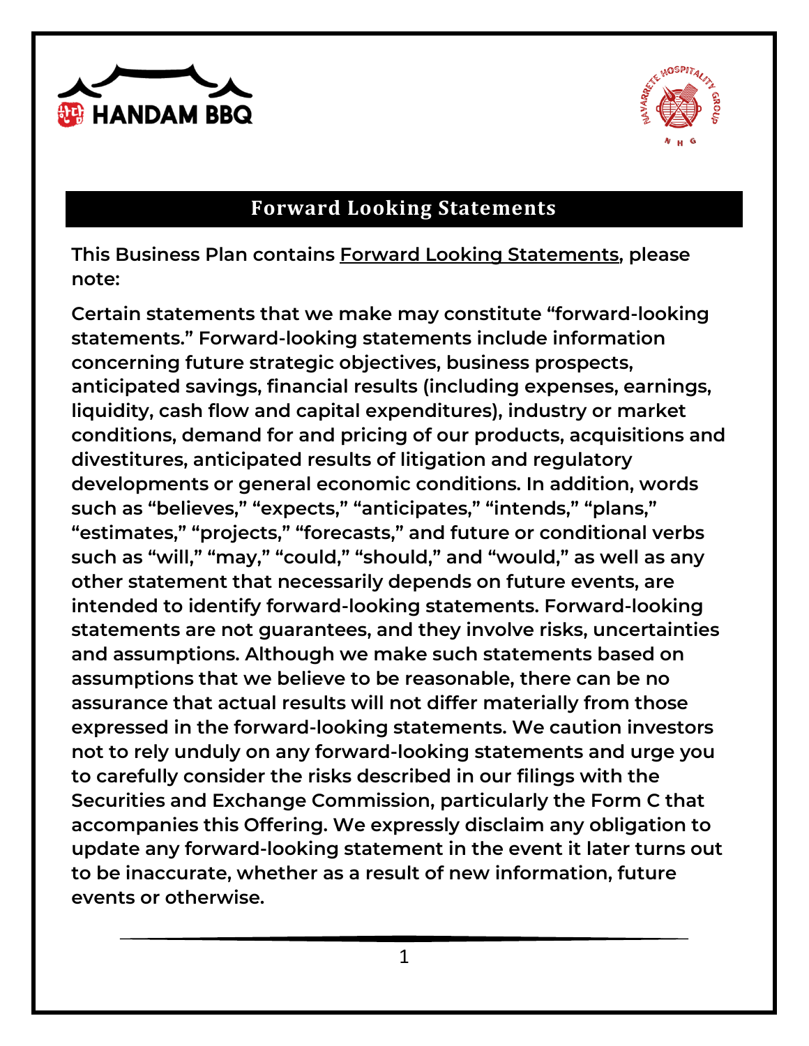# Forward Looking Statements

**This Business Plan contains <u>Forward Looking Statements</u>, please note:**

**Certain statements that we make may constitute "forward-looking statements." Forward-looking statements include information concerning future strategic objectives, business prospects, anticipated savings, financial results (including expenses, earnings, liquidity, cash flow and capital expenditures), industry or market conditions, demand for and pricing of our products, acquisitions and divestitures, anticipated results of litigation and regulatory developments or general economic conditions. In addition, words such as "believes," "expects," "anticipates," "intends," "plans," "estimates," "projects," "forecasts," and future or conditional verbs such as "will," "may," "could," "should," and "would," as well as any other statement that necessarily depends on future events, are intended to identify forward-looking statements. Forward-looking statements are not guarantees, and they involve risks, uncertainties and assumptions. Although we make such statements based on assumptions that we believe to be reasonable, there can be no assurance that actual results will not differ materially from those expressed in the forward-looking statements. We caution investors not to rely unduly on any forward-looking statements and urge you to carefully consider the risks described in our filings with the Securities and Exchange Commission, particularly the Form C that accompanies this Offering. We expressly disclaim any obligation to update any forward-looking statement in the event it later turns out to be inaccurate, whether as a result of new information, future events or otherwise.**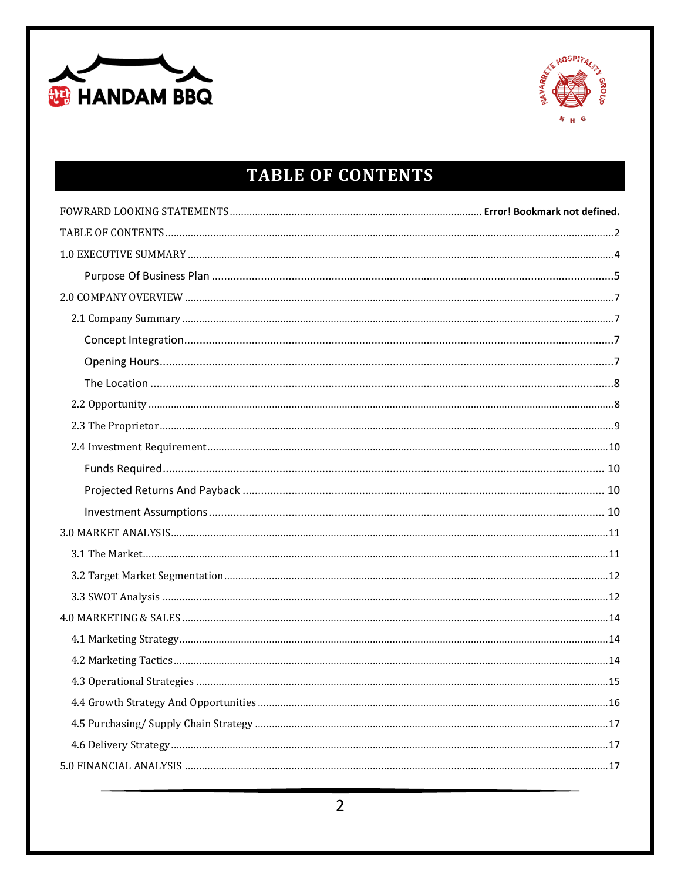# TABLE OF CONTENTS

FOWRARD LOOKING STATEMENTS ........ **Error! Bookmark not defined.**

TABLE OF CONTENTS ........ 2

1.0 EXECUTIVE SUMMARY ........ 4

- Purpose Of Business Plan ........ 5

2.0 COMPANY OVERVIEW ........ 7

- 2.1 Company Summary ........ 7
  - Concept Integration ........ 7
  - Opening Hours ........ 7
  - The Location ........ 8
- 2.2 Opportunity ........ 8
- 2.3 The Proprietor ........ 9
- 2.4 Investment Requirement ........ 10
  - Funds Required ........ 10
  - Projected Returns And Payback ........ 10
  - Investment Assumptions ........ 10

3.0 MARKET ANALYSIS ........ 11

- 3.1 The Market ........ 11
- 3.2 Target Market Segmentation ........ 12
- 3.3 SWOT Analysis ........ 12

4.0 MARKETING & SALES ........ 14

- 4.1 Marketing Strategy ........ 14
- 4.2 Marketing Tactics ........ 14
- 4.3 Operational Strategies ........ 15
- 4.4 Growth Strategy And Opportunities ........ 16
- 4.5 Purchasing/ Supply Chain Strategy ........ 17
- 4.6 Delivery Strategy ........ 17

5.0 FINANCIAL ANALYSIS ........ 17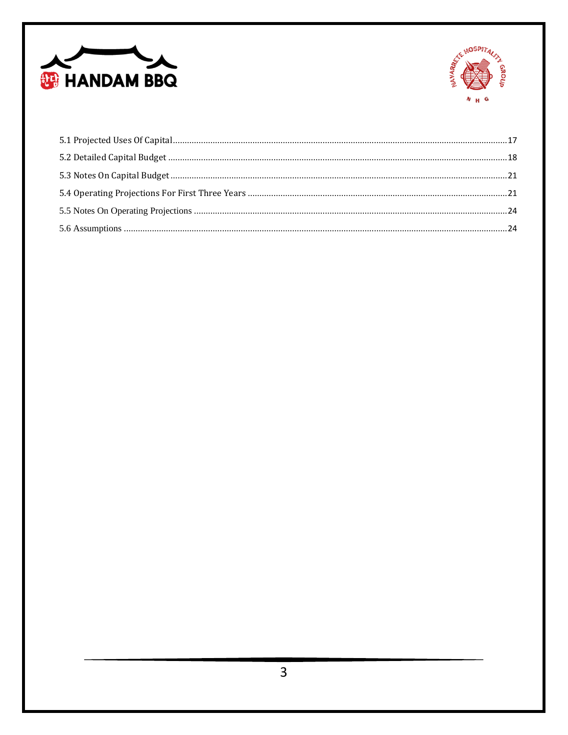5.1 Projected Uses Of Capital....................17
5.2 Detailed Capital Budget....................18
5.3 Notes On Capital Budget....................21
5.4 Operating Projections For First Three Years....................21
5.5 Notes On Operating Projections....................24
5.6 Assumptions....................24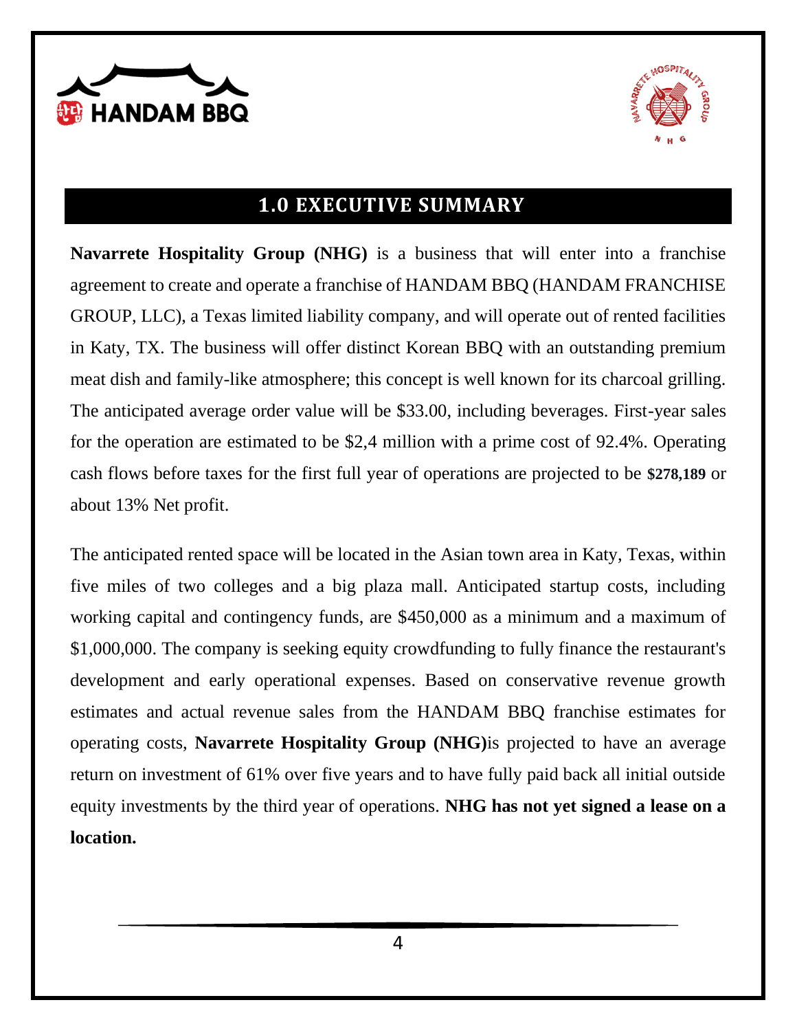## 1.0 EXECUTIVE SUMMARY

**Navarrete Hospitality Group (NHG)** is a business that will enter into a franchise agreement to create and operate a franchise of HANDAM BBQ (HANDAM FRANCHISE GROUP, LLC), a Texas limited liability company, and will operate out of rented facilities in Katy, TX. The business will offer distinct Korean BBQ with an outstanding premium meat dish and family-like atmosphere; this concept is well known for its charcoal grilling. The anticipated average order value will be $33.00, including beverages. First-year sales for the operation are estimated to be $2,4 million with a prime cost of 92.4%. Operating cash flows before taxes for the first full year of operations are projected to be **$278,189** or about 13% Net profit.

The anticipated rented space will be located in the Asian town area in Katy, Texas, within five miles of two colleges and a big plaza mall. Anticipated startup costs, including working capital and contingency funds, are $450,000 as a minimum and a maximum of $1,000,000. The company is seeking equity crowdfunding to fully finance the restaurant's development and early operational expenses. Based on conservative revenue growth estimates and actual revenue sales from the HANDAM BBQ franchise estimates for operating costs, **Navarrete Hospitality Group (NHG)**is projected to have an average return on investment of 61% over five years and to have fully paid back all initial outside equity investments by the third year of operations. **NHG has not yet signed a lease on a location.**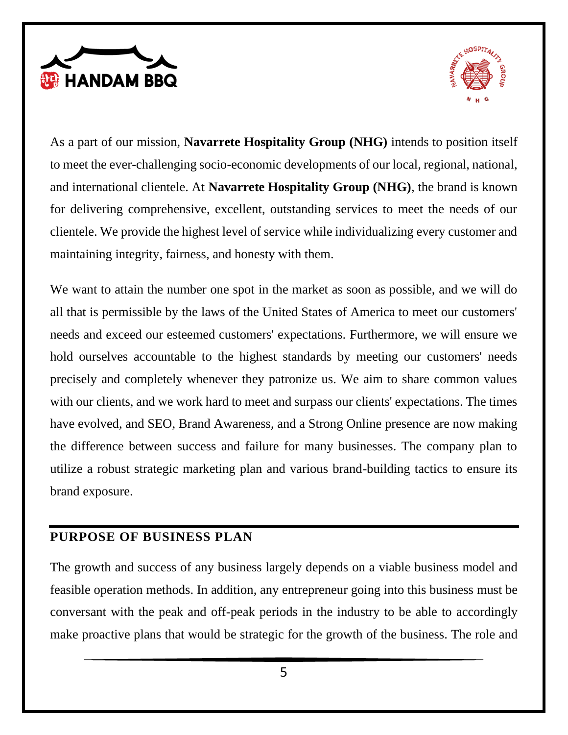As a part of our mission, **Navarrete Hospitality Group (NHG)** intends to position itself to meet the ever-challenging socio-economic developments of our local, regional, national, and international clientele. At **Navarrete Hospitality Group (NHG)**, the brand is known for delivering comprehensive, excellent, outstanding services to meet the needs of our clientele. We provide the highest level of service while individualizing every customer and maintaining integrity, fairness, and honesty with them.

We want to attain the number one spot in the market as soon as possible, and we will do all that is permissible by the laws of the United States of America to meet our customers' needs and exceed our esteemed customers' expectations. Furthermore, we will ensure we hold ourselves accountable to the highest standards by meeting our customers' needs precisely and completely whenever they patronize us. We aim to share common values with our clients, and we work hard to meet and surpass our clients' expectations. The times have evolved, and SEO, Brand Awareness, and a Strong Online presence are now making the difference between success and failure for many businesses. The company plan to utilize a robust strategic marketing plan and various brand-building tactics to ensure its brand exposure.

## PURPOSE OF BUSINESS PLAN

The growth and success of any business largely depends on a viable business model and feasible operation methods. In addition, any entrepreneur going into this business must be conversant with the peak and off-peak periods in the industry to be able to accordingly make proactive plans that would be strategic for the growth of the business. The role and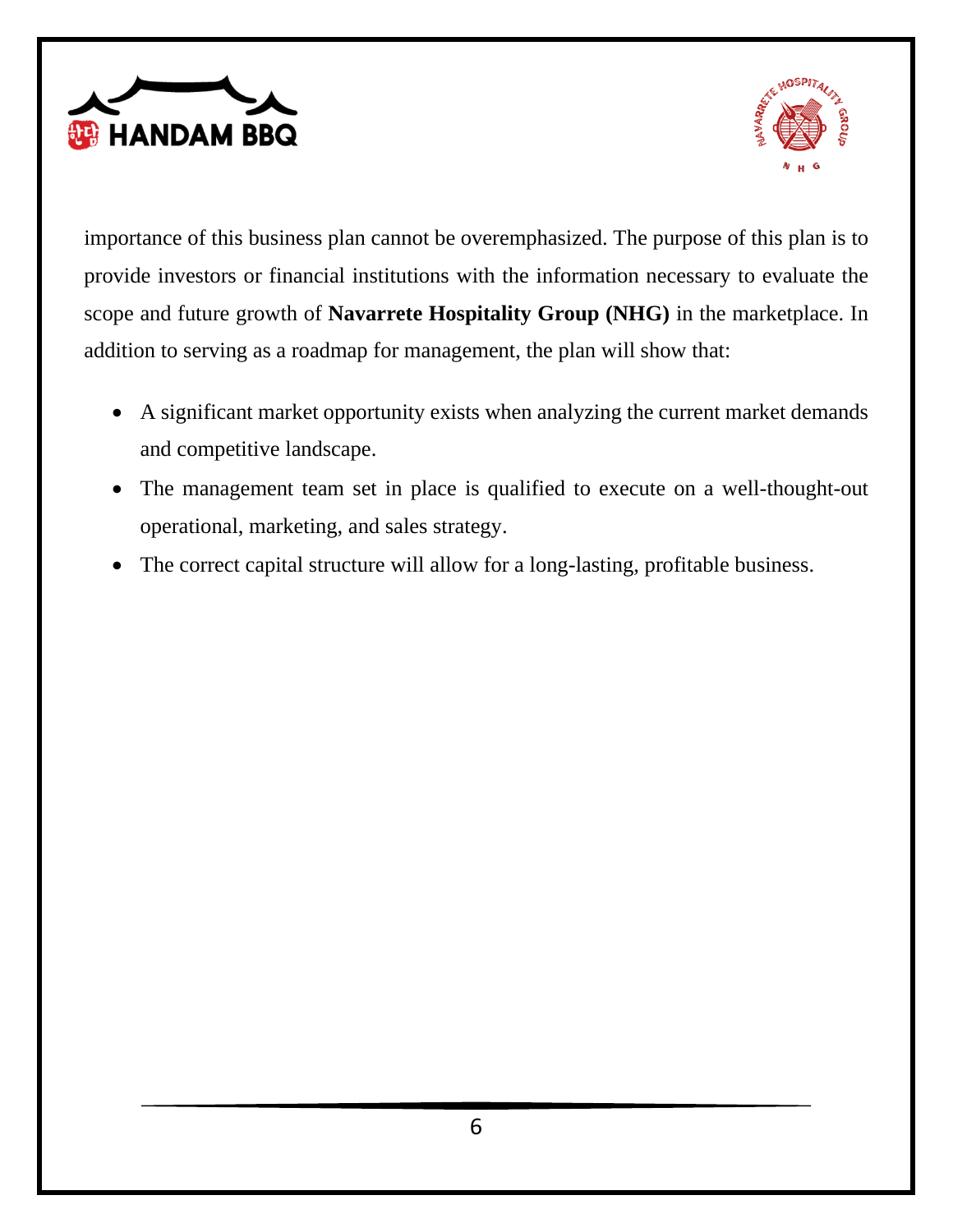importance of this business plan cannot be overemphasized. The purpose of this plan is to provide investors or financial institutions with the information necessary to evaluate the scope and future growth of **Navarrete Hospitality Group (NHG)** in the marketplace. In addition to serving as a roadmap for management, the plan will show that:

- A significant market opportunity exists when analyzing the current market demands and competitive landscape.
- The management team set in place is qualified to execute on a well-thought-out operational, marketing, and sales strategy.
- The correct capital structure will allow for a long-lasting, profitable business.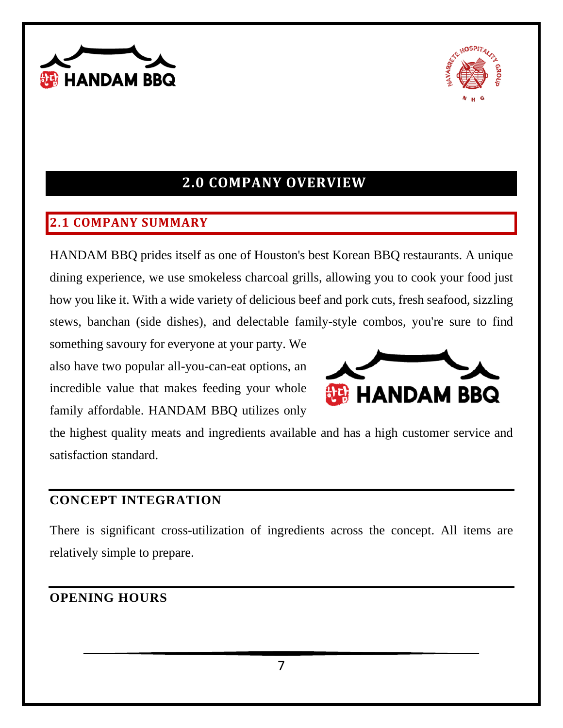# 2.0 COMPANY OVERVIEW

## 2.1 COMPANY SUMMARY

HANDAM BBQ prides itself as one of Houston's best Korean BBQ restaurants. A unique dining experience, we use smokeless charcoal grills, allowing you to cook your food just how you like it. With a wide variety of delicious beef and pork cuts, fresh seafood, sizzling stews, banchan (side dishes), and delectable family-style combos, you're sure to find something savoury for everyone at your party. We also have two popular all-you-can-eat options, an incredible value that makes feeding your whole family affordable. HANDAM BBQ utilizes only the highest quality meats and ingredients available and has a high customer service and satisfaction standard.

### CONCEPT INTEGRATION

There is significant cross-utilization of ingredients across the concept. All items are relatively simple to prepare.

### OPENING HOURS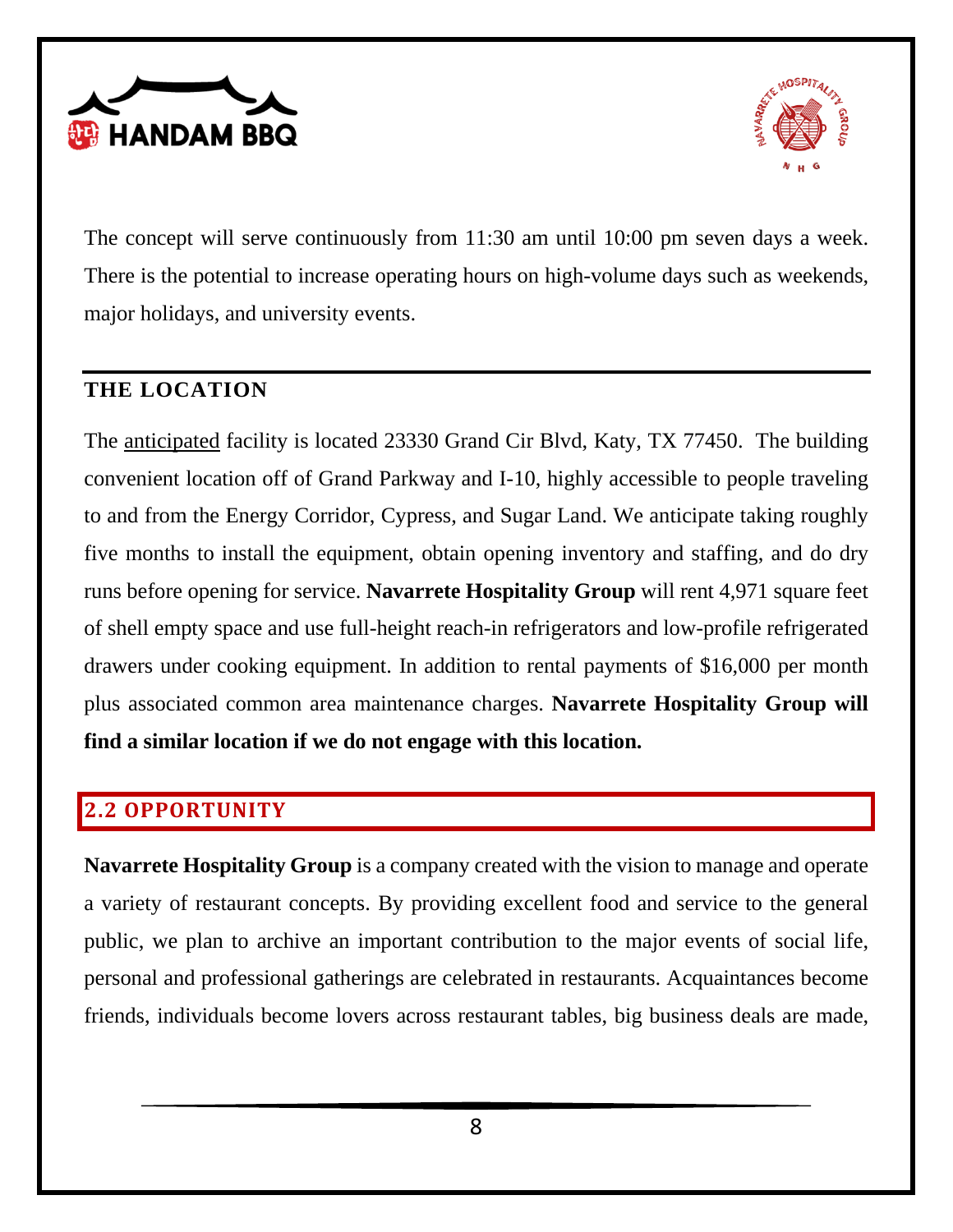The concept will serve continuously from 11:30 am until 10:00 pm seven days a week. There is the potential to increase operating hours on high-volume days such as weekends, major holidays, and university events.

## THE LOCATION

The <u>anticipated</u> facility is located 23330 Grand Cir Blvd, Katy, TX 77450. The building convenient location off of Grand Parkway and I-10, highly accessible to people traveling to and from the Energy Corridor, Cypress, and Sugar Land. We anticipate taking roughly five months to install the equipment, obtain opening inventory and staffing, and do dry runs before opening for service. **Navarrete Hospitality Group** will rent 4,971 square feet of shell empty space and use full-height reach-in refrigerators and low-profile refrigerated drawers under cooking equipment. In addition to rental payments of $16,000 per month plus associated common area maintenance charges. **Navarrete Hospitality Group will find a similar location if we do not engage with this location.**

## 2.2 OPPORTUNITY

**Navarrete Hospitality Group** is a company created with the vision to manage and operate a variety of restaurant concepts. By providing excellent food and service to the general public, we plan to archive an important contribution to the major events of social life, personal and professional gatherings are celebrated in restaurants. Acquaintances become friends, individuals become lovers across restaurant tables, big business deals are made,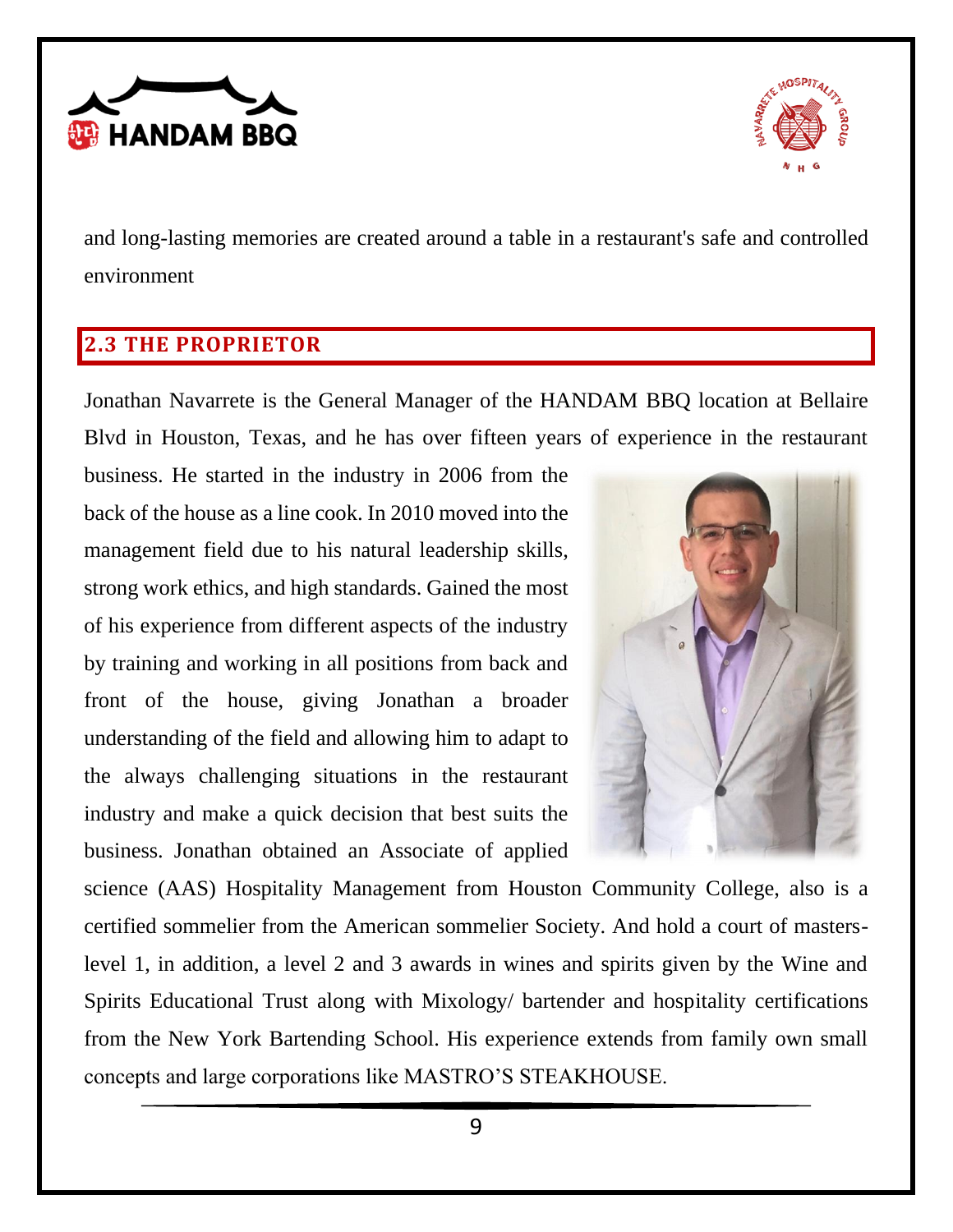and long-lasting memories are created around a table in a restaurant's safe and controlled environment

## 2.3 THE PROPRIETOR

Jonathan Navarrete is the General Manager of the HANDAM BBQ location at Bellaire Blvd in Houston, Texas, and he has over fifteen years of experience in the restaurant business. He started in the industry in 2006 from the back of the house as a line cook. In 2010 moved into the management field due to his natural leadership skills, strong work ethics, and high standards. Gained the most of his experience from different aspects of the industry by training and working in all positions from back and front of the house, giving Jonathan a broader understanding of the field and allowing him to adapt to the always challenging situations in the restaurant industry and make a quick decision that best suits the business. Jonathan obtained an Associate of applied science (AAS) Hospitality Management from Houston Community College, also is a certified sommelier from the American sommelier Society. And hold a court of masters-level 1, in addition, a level 2 and 3 awards in wines and spirits given by the Wine and Spirits Educational Trust along with Mixology/ bartender and hospitality certifications from the New York Bartending School. His experience extends from family own small concepts and large corporations like MASTRO'S STEAKHOUSE.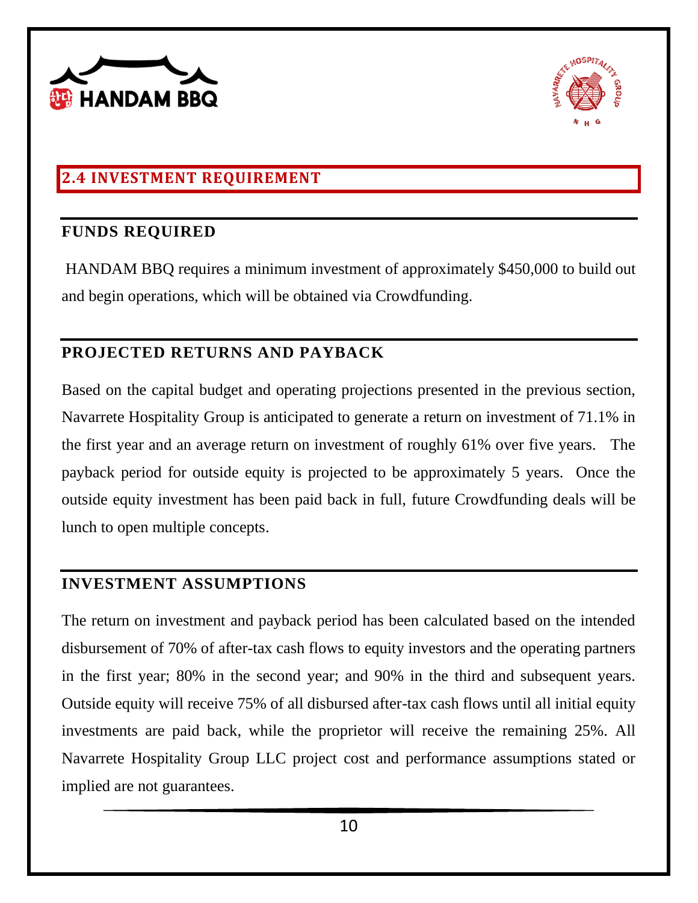## 2.4 INVESTMENT REQUIREMENT

### FUNDS REQUIRED

HANDAM BBQ requires a minimum investment of approximately $450,000 to build out and begin operations, which will be obtained via Crowdfunding.

### PROJECTED RETURNS AND PAYBACK

Based on the capital budget and operating projections presented in the previous section, Navarrete Hospitality Group is anticipated to generate a return on investment of 71.1% in the first year and an average return on investment of roughly 61% over five years. The payback period for outside equity is projected to be approximately 5 years. Once the outside equity investment has been paid back in full, future Crowdfunding deals will be lunch to open multiple concepts.

### INVESTMENT ASSUMPTIONS

The return on investment and payback period has been calculated based on the intended disbursement of 70% of after-tax cash flows to equity investors and the operating partners in the first year; 80% in the second year; and 90% in the third and subsequent years. Outside equity will receive 75% of all disbursed after-tax cash flows until all initial equity investments are paid back, while the proprietor will receive the remaining 25%. All Navarrete Hospitality Group LLC project cost and performance assumptions stated or implied are not guarantees.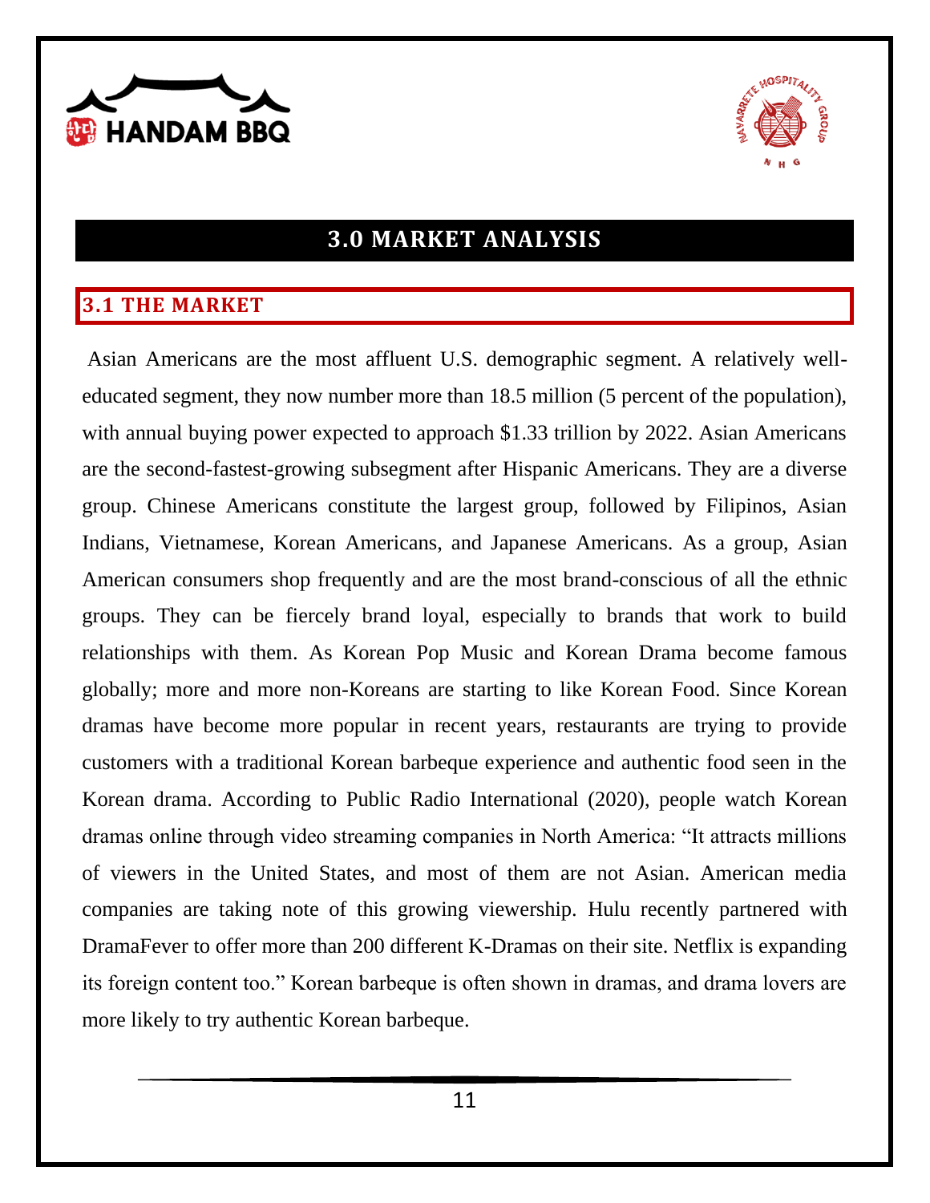## 3.0 MARKET ANALYSIS

### 3.1 THE MARKET

Asian Americans are the most affluent U.S. demographic segment. A relatively well-educated segment, they now number more than 18.5 million (5 percent of the population), with annual buying power expected to approach $1.33 trillion by 2022. Asian Americans are the second-fastest-growing subsegment after Hispanic Americans. They are a diverse group. Chinese Americans constitute the largest group, followed by Filipinos, Asian Indians, Vietnamese, Korean Americans, and Japanese Americans. As a group, Asian American consumers shop frequently and are the most brand-conscious of all the ethnic groups. They can be fiercely brand loyal, especially to brands that work to build relationships with them. As Korean Pop Music and Korean Drama become famous globally; more and more non-Koreans are starting to like Korean Food. Since Korean dramas have become more popular in recent years, restaurants are trying to provide customers with a traditional Korean barbeque experience and authentic food seen in the Korean drama. According to Public Radio International (2020), people watch Korean dramas online through video streaming companies in North America: "It attracts millions of viewers in the United States, and most of them are not Asian. American media companies are taking note of this growing viewership. Hulu recently partnered with DramaFever to offer more than 200 different K-Dramas on their site. Netflix is expanding its foreign content too." Korean barbeque is often shown in dramas, and drama lovers are more likely to try authentic Korean barbeque.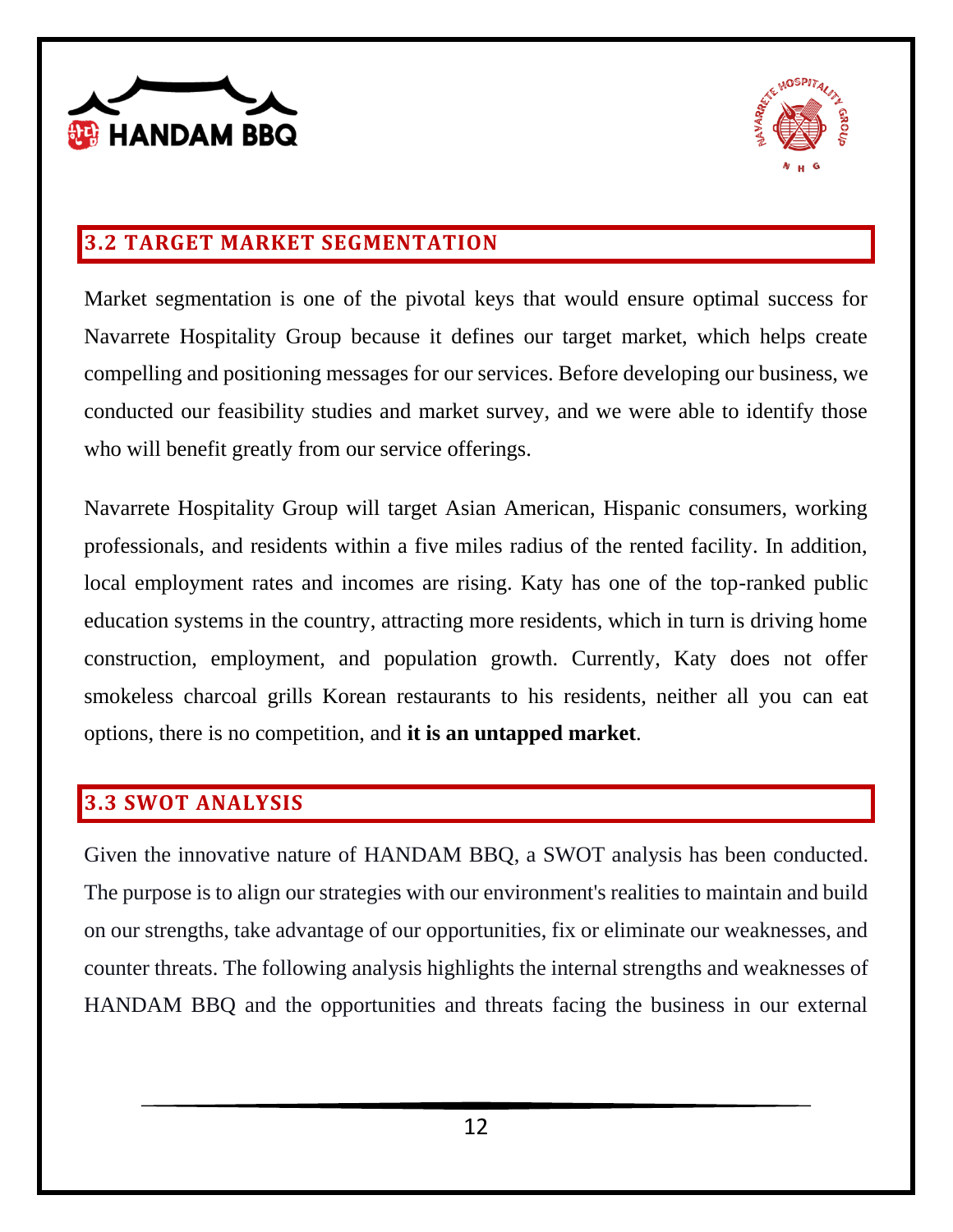## 3.2 TARGET MARKET SEGMENTATION

Market segmentation is one of the pivotal keys that would ensure optimal success for Navarrete Hospitality Group because it defines our target market, which helps create compelling and positioning messages for our services. Before developing our business, we conducted our feasibility studies and market survey, and we were able to identify those who will benefit greatly from our service offerings.

Navarrete Hospitality Group will target Asian American, Hispanic consumers, working professionals, and residents within a five miles radius of the rented facility. In addition, local employment rates and incomes are rising. Katy has one of the top-ranked public education systems in the country, attracting more residents, which in turn is driving home construction, employment, and population growth. Currently, Katy does not offer smokeless charcoal grills Korean restaurants to his residents, neither all you can eat options, there is no competition, and **it is an untapped market**.

## 3.3 SWOT ANALYSIS

Given the innovative nature of HANDAM BBQ, a SWOT analysis has been conducted. The purpose is to align our strategies with our environment's realities to maintain and build on our strengths, take advantage of our opportunities, fix or eliminate our weaknesses, and counter threats. The following analysis highlights the internal strengths and weaknesses of HANDAM BBQ and the opportunities and threats facing the business in our external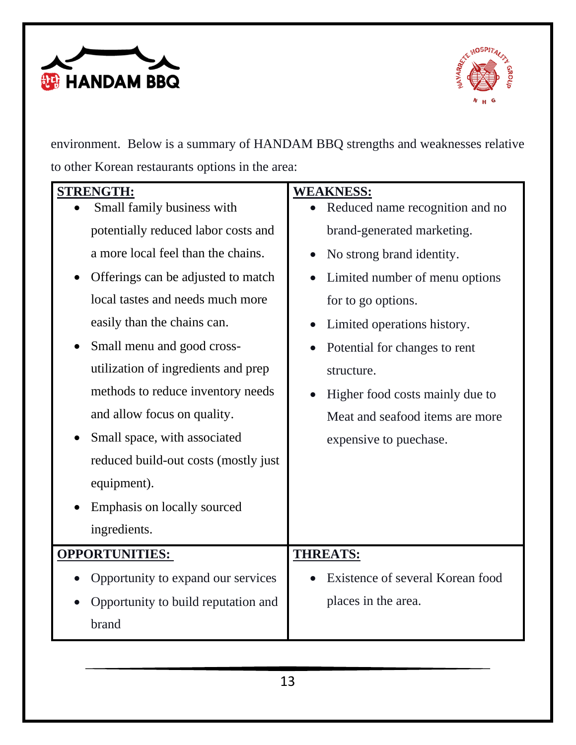environment. Below is a summary of HANDAM BBQ strengths and weaknesses relative to other Korean restaurants options in the area:

| **STRENGTH:** | **WEAKNESS:** |
|---|---|
| • Small family business with potentially reduced labor costs and a more local feel than the chains.<br>• Offerings can be adjusted to match local tastes and needs much more easily than the chains can.<br>• Small menu and good cross-utilization of ingredients and prep methods to reduce inventory needs and allow focus on quality.<br>• Small space, with associated reduced build-out costs (mostly just equipment).<br>• Emphasis on locally sourced ingredients. | • Reduced name recognition and no brand-generated marketing.<br>• No strong brand identity.<br>• Limited number of menu options for to go options.<br>• Limited operations history.<br>• Potential for changes to rent structure.<br>• Higher food costs mainly due to Meat and seafood items are more expensive to puechase. |
| **OPPORTUNITIES:** | **THREATS:** |
| • Opportunity to expand our services<br>• Opportunity to build reputation and brand | • Existence of several Korean food places in the area. |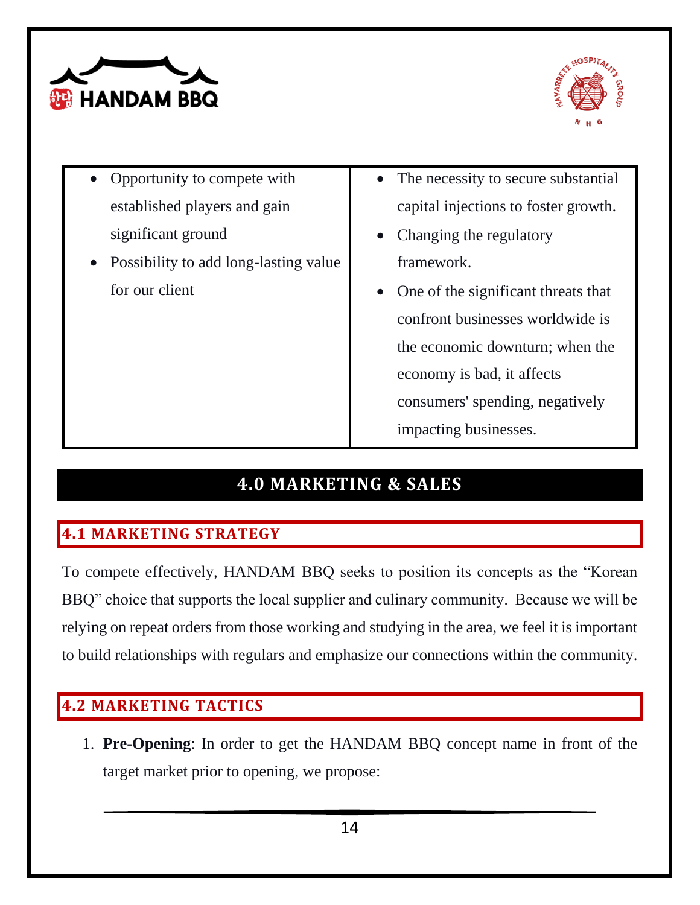| | |
|---|---|
| • Opportunity to compete with established players and gain significant ground<br>• Possibility to add long-lasting value for our client | • The necessity to secure substantial capital injections to foster growth.<br>• Changing the regulatory framework.<br>• One of the significant threats that confront businesses worldwide is the economic downturn; when the economy is bad, it affects consumers' spending, negatively impacting businesses. |

# 4.0 MARKETING & SALES

## 4.1 MARKETING STRATEGY

To compete effectively, HANDAM BBQ seeks to position its concepts as the "Korean BBQ" choice that supports the local supplier and culinary community. Because we will be relying on repeat orders from those working and studying in the area, we feel it is important to build relationships with regulars and emphasize our connections within the community.

## 4.2 MARKETING TACTICS

1. **Pre-Opening**: In order to get the HANDAM BBQ concept name in front of the target market prior to opening, we propose: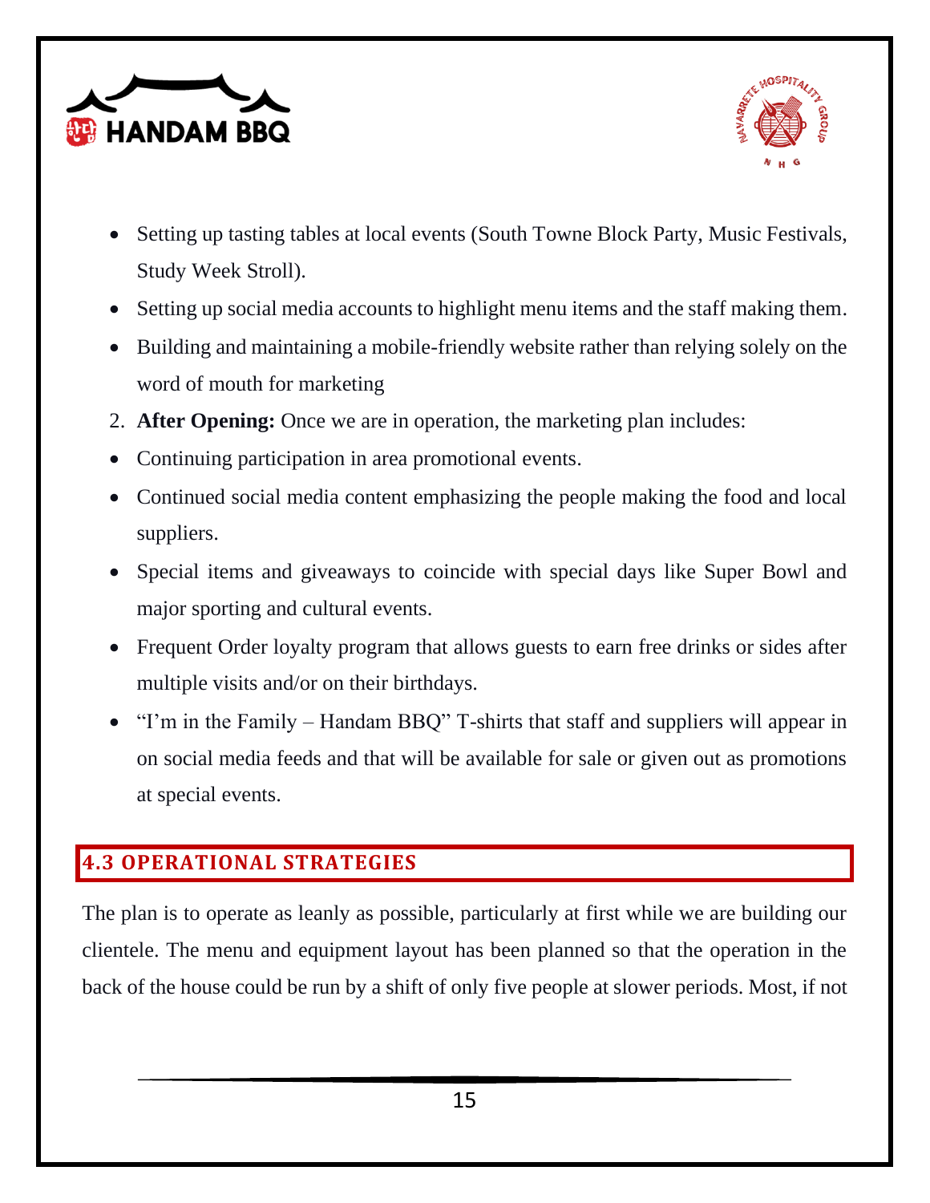- Setting up tasting tables at local events (South Towne Block Party, Music Festivals, Study Week Stroll).
- Setting up social media accounts to highlight menu items and the staff making them.
- Building and maintaining a mobile-friendly website rather than relying solely on the word of mouth for marketing

2. **After Opening:** Once we are in operation, the marketing plan includes:

- Continuing participation in area promotional events.
- Continued social media content emphasizing the people making the food and local suppliers.
- Special items and giveaways to coincide with special days like Super Bowl and major sporting and cultural events.
- Frequent Order loyalty program that allows guests to earn free drinks or sides after multiple visits and/or on their birthdays.
- "I'm in the Family – Handam BBQ" T-shirts that staff and suppliers will appear in on social media feeds and that will be available for sale or given out as promotions at special events.

## 4.3 OPERATIONAL STRATEGIES

The plan is to operate as leanly as possible, particularly at first while we are building our clientele. The menu and equipment layout has been planned so that the operation in the back of the house could be run by a shift of only five people at slower periods. Most, if not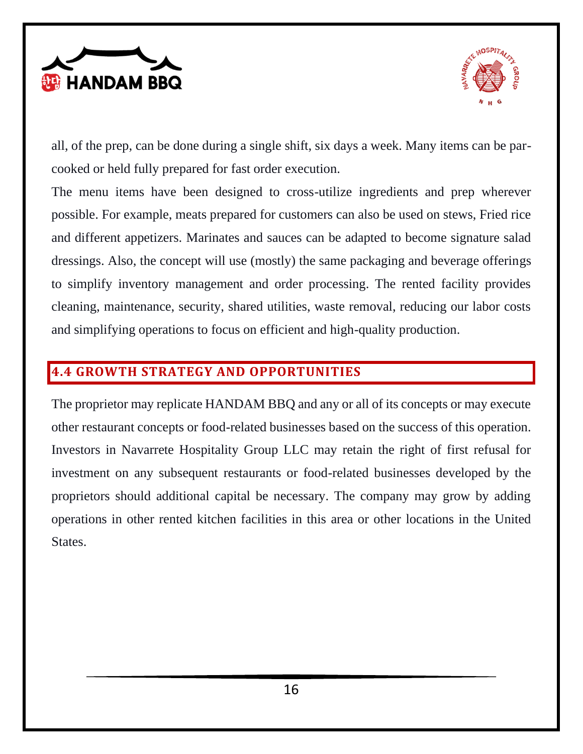all, of the prep, can be done during a single shift, six days a week. Many items can be par-cooked or held fully prepared for fast order execution.

The menu items have been designed to cross-utilize ingredients and prep wherever possible. For example, meats prepared for customers can also be used on stews, Fried rice and different appetizers. Marinates and sauces can be adapted to become signature salad dressings. Also, the concept will use (mostly) the same packaging and beverage offerings to simplify inventory management and order processing. The rented facility provides cleaning, maintenance, security, shared utilities, waste removal, reducing our labor costs and simplifying operations to focus on efficient and high-quality production.

## 4.4 GROWTH STRATEGY AND OPPORTUNITIES

The proprietor may replicate HANDAM BBQ and any or all of its concepts or may execute other restaurant concepts or food-related businesses based on the success of this operation. Investors in Navarrete Hospitality Group LLC may retain the right of first refusal for investment on any subsequent restaurants or food-related businesses developed by the proprietors should additional capital be necessary. The company may grow by adding operations in other rented kitchen facilities in this area or other locations in the United States.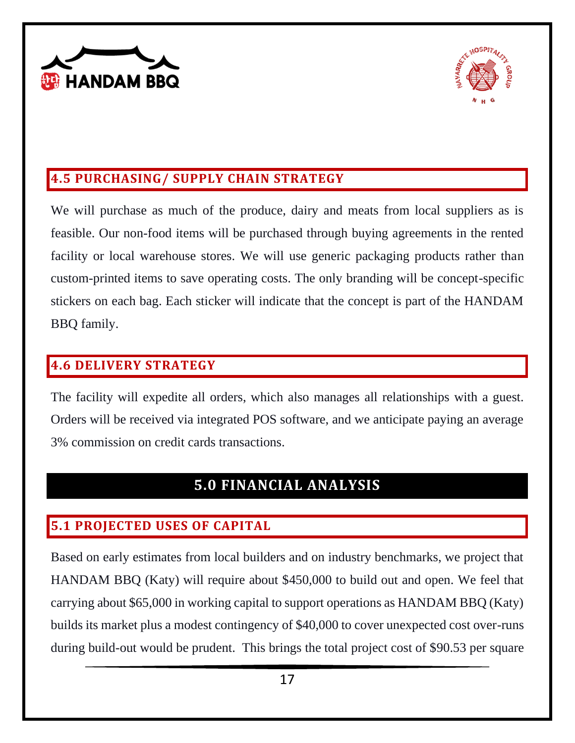## 4.5 PURCHASING/ SUPPLY CHAIN STRATEGY

We will purchase as much of the produce, dairy and meats from local suppliers as is feasible. Our non-food items will be purchased through buying agreements in the rented facility or local warehouse stores. We will use generic packaging products rather than custom-printed items to save operating costs. The only branding will be concept-specific stickers on each bag. Each sticker will indicate that the concept is part of the HANDAM BBQ family.

## 4.6 DELIVERY STRATEGY

The facility will expedite all orders, which also manages all relationships with a guest. Orders will be received via integrated POS software, and we anticipate paying an average 3% commission on credit cards transactions.

# 5.0 FINANCIAL ANALYSIS

## 5.1 PROJECTED USES OF CAPITAL

Based on early estimates from local builders and on industry benchmarks, we project that HANDAM BBQ (Katy) will require about $450,000 to build out and open. We feel that carrying about $65,000 in working capital to support operations as HANDAM BBQ (Katy) builds its market plus a modest contingency of $40,000 to cover unexpected cost over-runs during build-out would be prudent. This brings the total project cost of $90.53 per square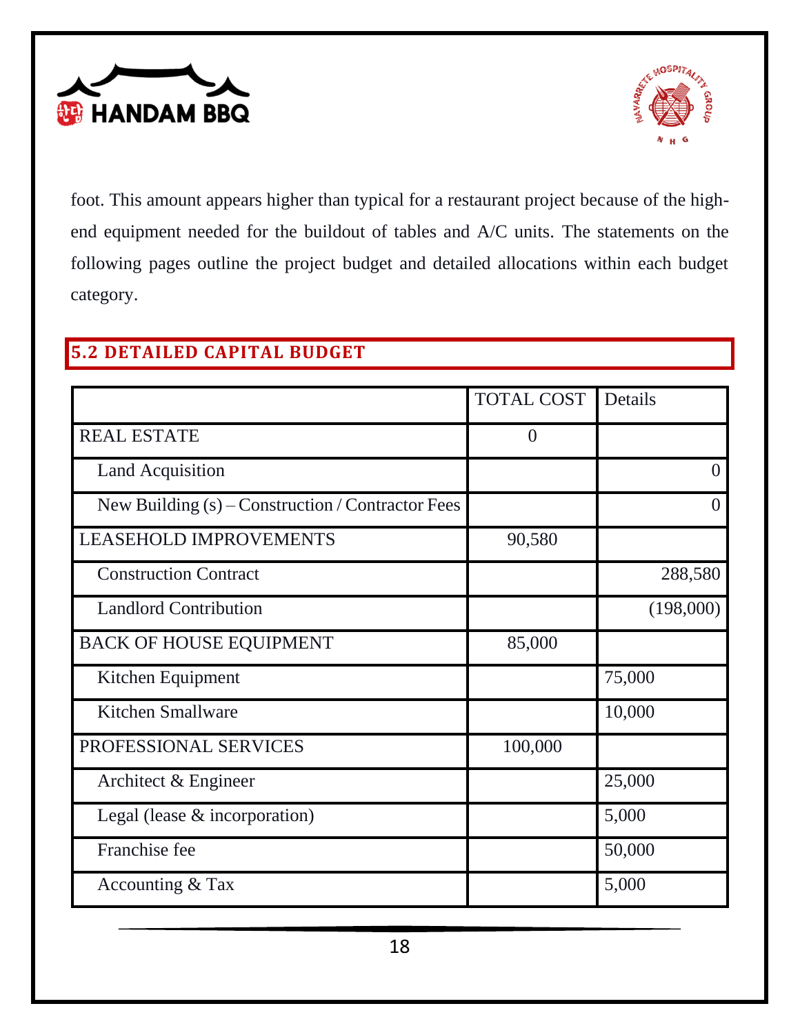foot. This amount appears higher than typical for a restaurant project because of the high-end equipment needed for the buildout of tables and A/C units. The statements on the following pages outline the project budget and detailed allocations within each budget category.

## 5.2 DETAILED CAPITAL BUDGET

| | TOTAL COST | Details |
|---|---|---|
| REAL ESTATE | 0 | |
| Land Acquisition | | 0 |
| New Building (s) – Construction / Contractor Fees | | 0 |
| LEASEHOLD IMPROVEMENTS | 90,580 | |
| Construction Contract | | 288,580 |
| Landlord Contribution | | (198,000) |
| BACK OF HOUSE EQUIPMENT | 85,000 | |
| Kitchen Equipment | | 75,000 |
| Kitchen Smallware | | 10,000 |
| PROFESSIONAL SERVICES | 100,000 | |
| Architect & Engineer | | 25,000 |
| Legal (lease & incorporation) | | 5,000 |
| Franchise fee | | 50,000 |
| Accounting & Tax | | 5,000 |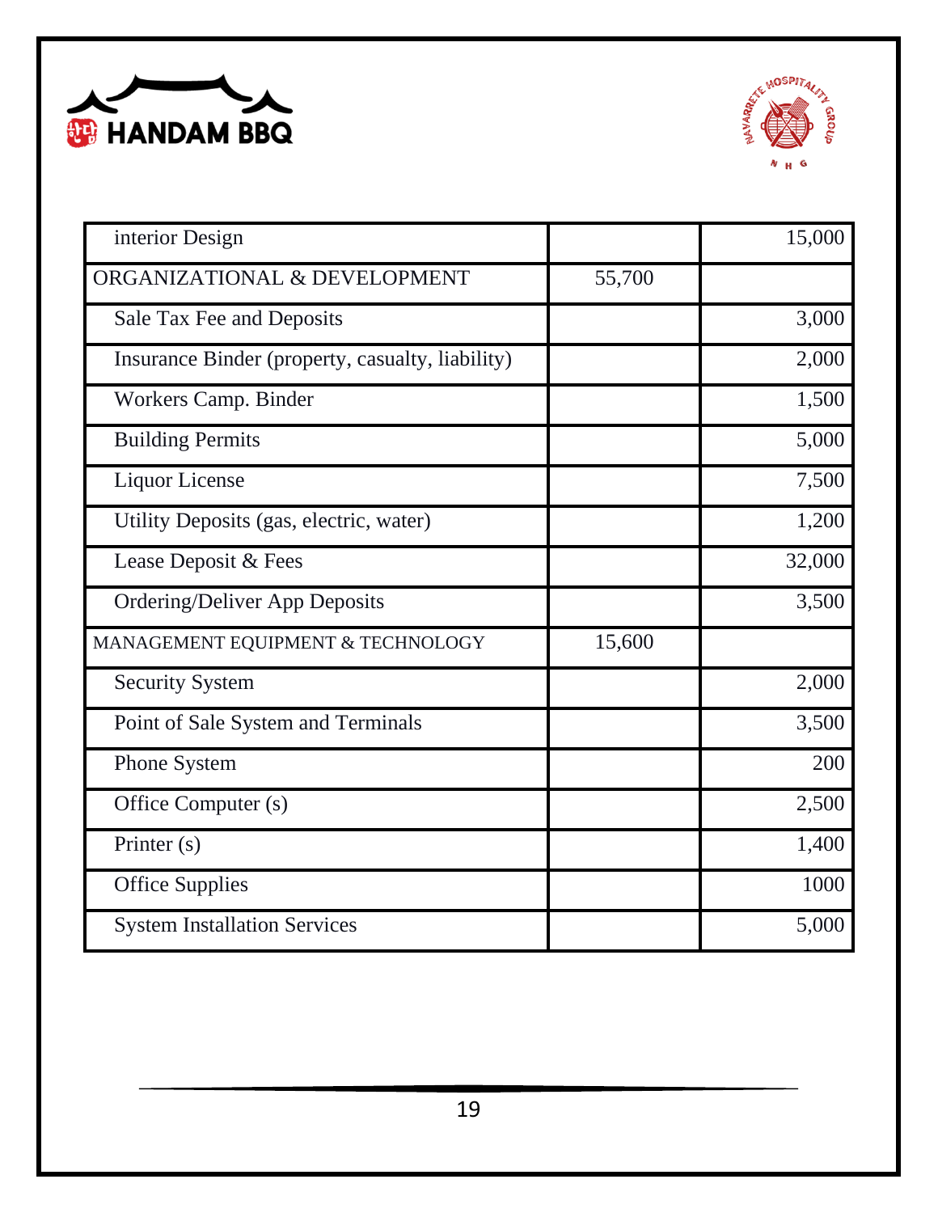| | | |
|---|---|---|
| interior Design | | 15,000 |
| ORGANIZATIONAL & DEVELOPMENT | 55,700 | |
| Sale Tax Fee and Deposits | | 3,000 |
| Insurance Binder (property, casualty, liability) | | 2,000 |
| Workers Camp. Binder | | 1,500 |
| Building Permits | | 5,000 |
| Liquor License | | 7,500 |
| Utility Deposits (gas, electric, water) | | 1,200 |
| Lease Deposit & Fees | | 32,000 |
| Ordering/Deliver App Deposits | | 3,500 |
| MANAGEMENT EQUIPMENT & TECHNOLOGY | 15,600 | |
| Security System | | 2,000 |
| Point of Sale System and Terminals | | 3,500 |
| Phone System | | 200 |
| Office Computer (s) | | 2,500 |
| Printer (s) | | 1,400 |
| Office Supplies | | 1000 |
| System Installation Services | | 5,000 |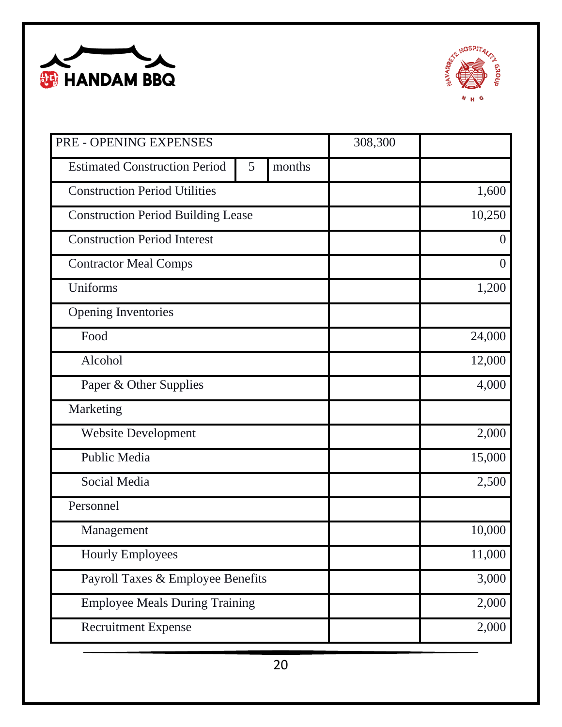| PRE - OPENING EXPENSES | | | 308,300 | |
|---|---|---|---|---|
| Estimated Construction Period | 5 | months | | |
| Construction Period Utilities | | | | 1,600 |
| Construction Period Building Lease | | | | 10,250 |
| Construction Period Interest | | | | 0 |
| Contractor Meal Comps | | | | 0 |
| Uniforms | | | | 1,200 |
| Opening Inventories | | | | |
| Food | | | | 24,000 |
| Alcohol | | | | 12,000 |
| Paper & Other Supplies | | | | 4,000 |
| Marketing | | | | |
| Website Development | | | | 2,000 |
| Public Media | | | | 15,000 |
| Social Media | | | | 2,500 |
| Personnel | | | | |
| Management | | | | 10,000 |
| Hourly Employees | | | | 11,000 |
| Payroll Taxes & Employee Benefits | | | | 3,000 |
| Employee Meals During Training | | | | 2,000 |
| Recruitment Expense | | | | 2,000 |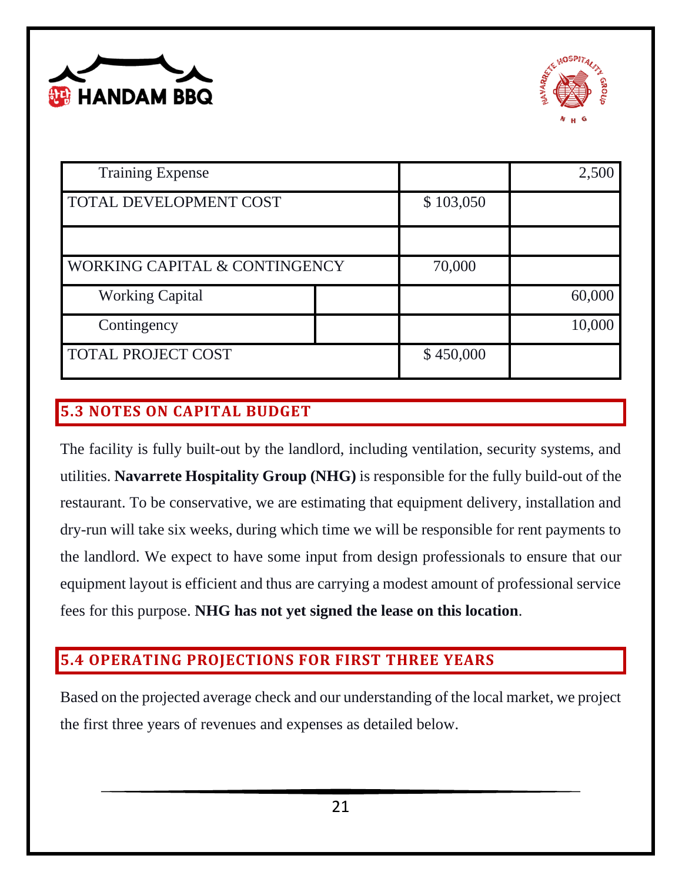| | | | |
|---|---|---|---|
| Training Expense | | | 2,500 |
| TOTAL DEVELOPMENT COST | | $ 103,050 | |
| | | | |
| WORKING CAPITAL & CONTINGENCY | | 70,000 | |
| Working Capital | | | 60,000 |
| Contingency | | | 10,000 |
| TOTAL PROJECT COST | | $ 450,000 | |

## 5.3 NOTES ON CAPITAL BUDGET

The facility is fully built-out by the landlord, including ventilation, security systems, and utilities. **Navarrete Hospitality Group (NHG)** is responsible for the fully build-out of the restaurant. To be conservative, we are estimating that equipment delivery, installation and dry-run will take six weeks, during which time we will be responsible for rent payments to the landlord. We expect to have some input from design professionals to ensure that our equipment layout is efficient and thus are carrying a modest amount of professional service fees for this purpose. **NHG has not yet signed the lease on this location**.

## 5.4 OPERATING PROJECTIONS FOR FIRST THREE YEARS

Based on the projected average check and our understanding of the local market, we project the first three years of revenues and expenses as detailed below.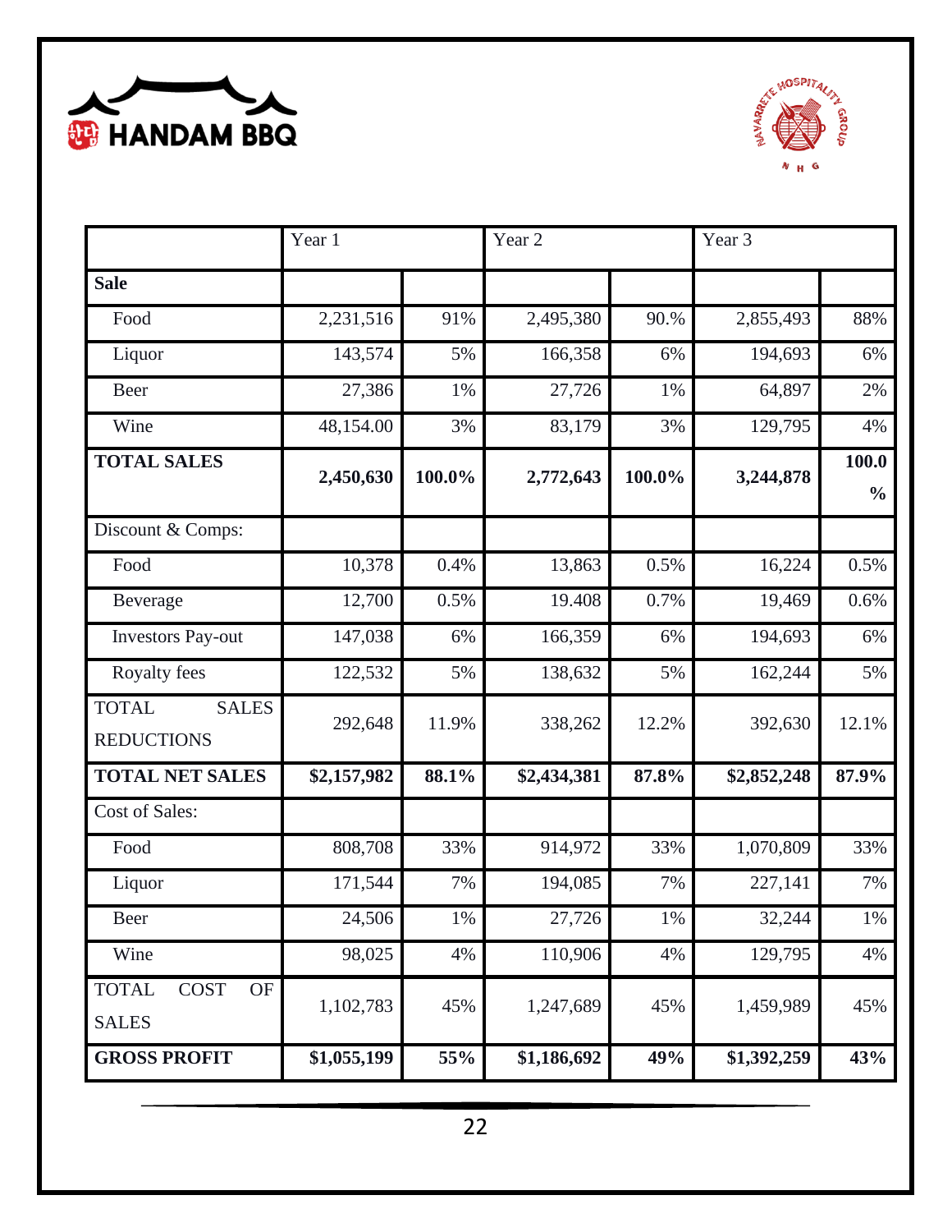| | Year 1 | | Year 2 | | Year 3 | |
|---|---|---|---|---|---|---|
| **Sale** | | | | | | |
| Food | 2,231,516 | 91% | 2,495,380 | 90.% | 2,855,493 | 88% |
| Liquor | 143,574 | 5% | 166,358 | 6% | 194,693 | 6% |
| Beer | 27,386 | 1% | 27,726 | 1% | 64,897 | 2% |
| Wine | 48,154.00 | 3% | 83,179 | 3% | 129,795 | 4% |
| **TOTAL SALES** | **2,450,630** | **100.0%** | **2,772,643** | **100.0%** | **3,244,878** | **100.0 %** |
| Discount & Comps: | | | | | | |
| Food | 10,378 | 0.4% | 13,863 | 0.5% | 16,224 | 0.5% |
| Beverage | 12,700 | 0.5% | 19.408 | 0.7% | 19,469 | 0.6% |
| Investors Pay-out | 147,038 | 6% | 166,359 | 6% | 194,693 | 6% |
| Royalty fees | 122,532 | 5% | 138,632 | 5% | 162,244 | 5% |
| TOTAL SALES REDUCTIONS | 292,648 | 11.9% | 338,262 | 12.2% | 392,630 | 12.1% |
| **TOTAL NET SALES** | **$2,157,982** | **88.1%** | **$2,434,381** | **87.8%** | **$2,852,248** | **87.9%** |
| Cost of Sales: | | | | | | |
| Food | 808,708 | 33% | 914,972 | 33% | 1,070,809 | 33% |
| Liquor | 171,544 | 7% | 194,085 | 7% | 227,141 | 7% |
| Beer | 24,506 | 1% | 27,726 | 1% | 32,244 | 1% |
| Wine | 98,025 | 4% | 110,906 | 4% | 129,795 | 4% |
| TOTAL COST OF SALES | 1,102,783 | 45% | 1,247,689 | 45% | 1,459,989 | 45% |
| **GROSS PROFIT** | **$1,055,199** | **55%** | **$1,186,692** | **49%** | **$1,392,259** | **43%** |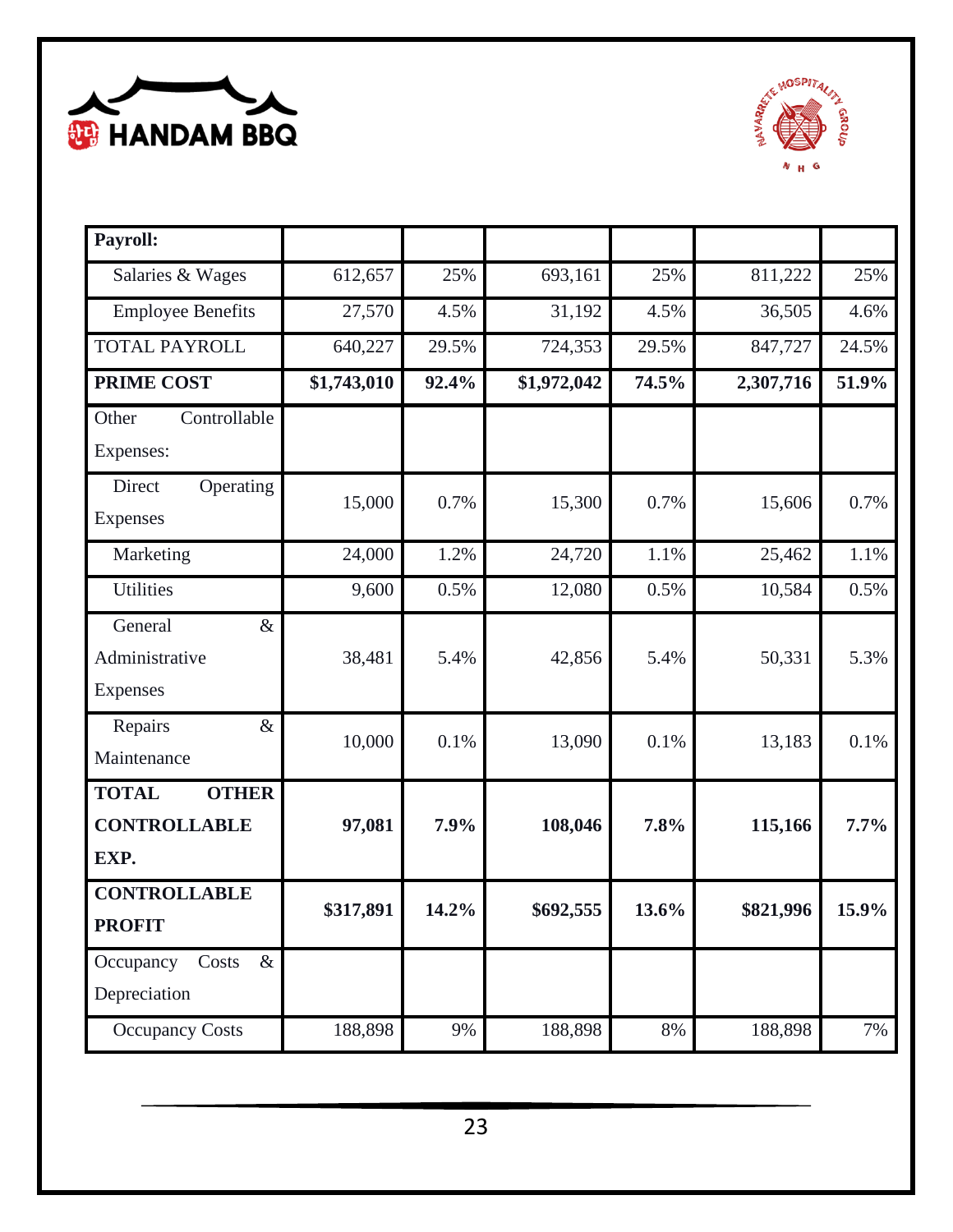| **Payroll:** | | | | | | |
|---|---|---|---|---|---|---|
| Salaries & Wages | 612,657 | 25% | 693,161 | 25% | 811,222 | 25% |
| Employee Benefits | 27,570 | 4.5% | 31,192 | 4.5% | 36,505 | 4.6% |
| TOTAL PAYROLL | 640,227 | 29.5% | 724,353 | 29.5% | 847,727 | 24.5% |
| **PRIME COST** | **$1,743,010** | **92.4%** | **$1,972,042** | **74.5%** | **2,307,716** | **51.9%** |
| Other Controllable Expenses: | | | | | | |
| Direct Operating Expenses | 15,000 | 0.7% | 15,300 | 0.7% | 15,606 | 0.7% |
| Marketing | 24,000 | 1.2% | 24,720 | 1.1% | 25,462 | 1.1% |
| Utilities | 9,600 | 0.5% | 12,080 | 0.5% | 10,584 | 0.5% |
| General & Administrative Expenses | 38,481 | 5.4% | 42,856 | 5.4% | 50,331 | 5.3% |
| Repairs & Maintenance | 10,000 | 0.1% | 13,090 | 0.1% | 13,183 | 0.1% |
| **TOTAL OTHER CONTROLLABLE EXP.** | **97,081** | **7.9%** | **108,046** | **7.8%** | **115,166** | **7.7%** |
| **CONTROLLABLE PROFIT** | **$317,891** | **14.2%** | **$692,555** | **13.6%** | **$821,996** | **15.9%** |
| Occupancy Costs & Depreciation | | | | | | |
| Occupancy Costs | 188,898 | 9% | 188,898 | 8% | 188,898 | 7% |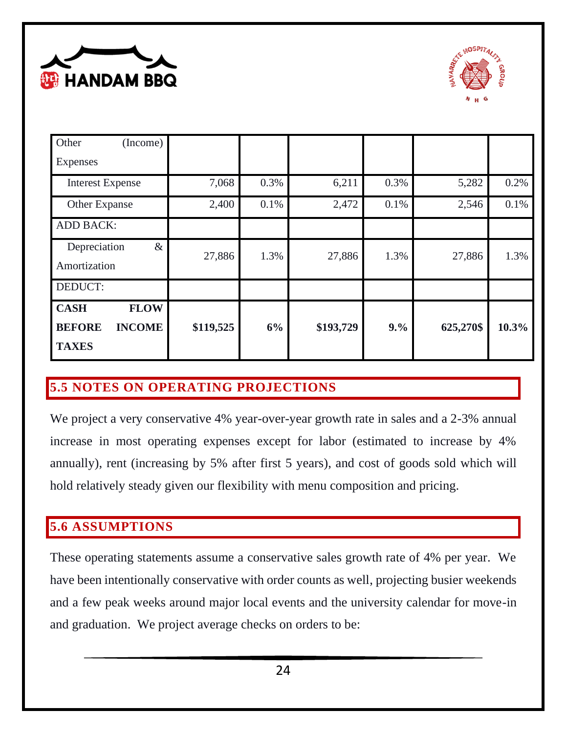| Other (Income) Expenses | | | | | | |
|---|---|---|---|---|---|---|
| Interest Expense | 7,068 | 0.3% | 6,211 | 0.3% | 5,282 | 0.2% |
| Other Expanse | 2,400 | 0.1% | 2,472 | 0.1% | 2,546 | 0.1% |
| ADD BACK: | | | | | | |
| Depreciation & Amortization | 27,886 | 1.3% | 27,886 | 1.3% | 27,886 | 1.3% |
| DEDUCT: | | | | | | |
| **CASH FLOW BEFORE INCOME TAXES** | **$119,525** | **6%** | **$193,729** | **9.%** | **625,270$** | **10.3%** |

## 5.5 NOTES ON OPERATING PROJECTIONS

We project a very conservative 4% year-over-year growth rate in sales and a 2-3% annual increase in most operating expenses except for labor (estimated to increase by 4% annually), rent (increasing by 5% after first 5 years), and cost of goods sold which will hold relatively steady given our flexibility with menu composition and pricing.

## 5.6 ASSUMPTIONS

These operating statements assume a conservative sales growth rate of 4% per year. We have been intentionally conservative with order counts as well, projecting busier weekends and a few peak weeks around major local events and the university calendar for move-in and graduation. We project average checks on orders to be: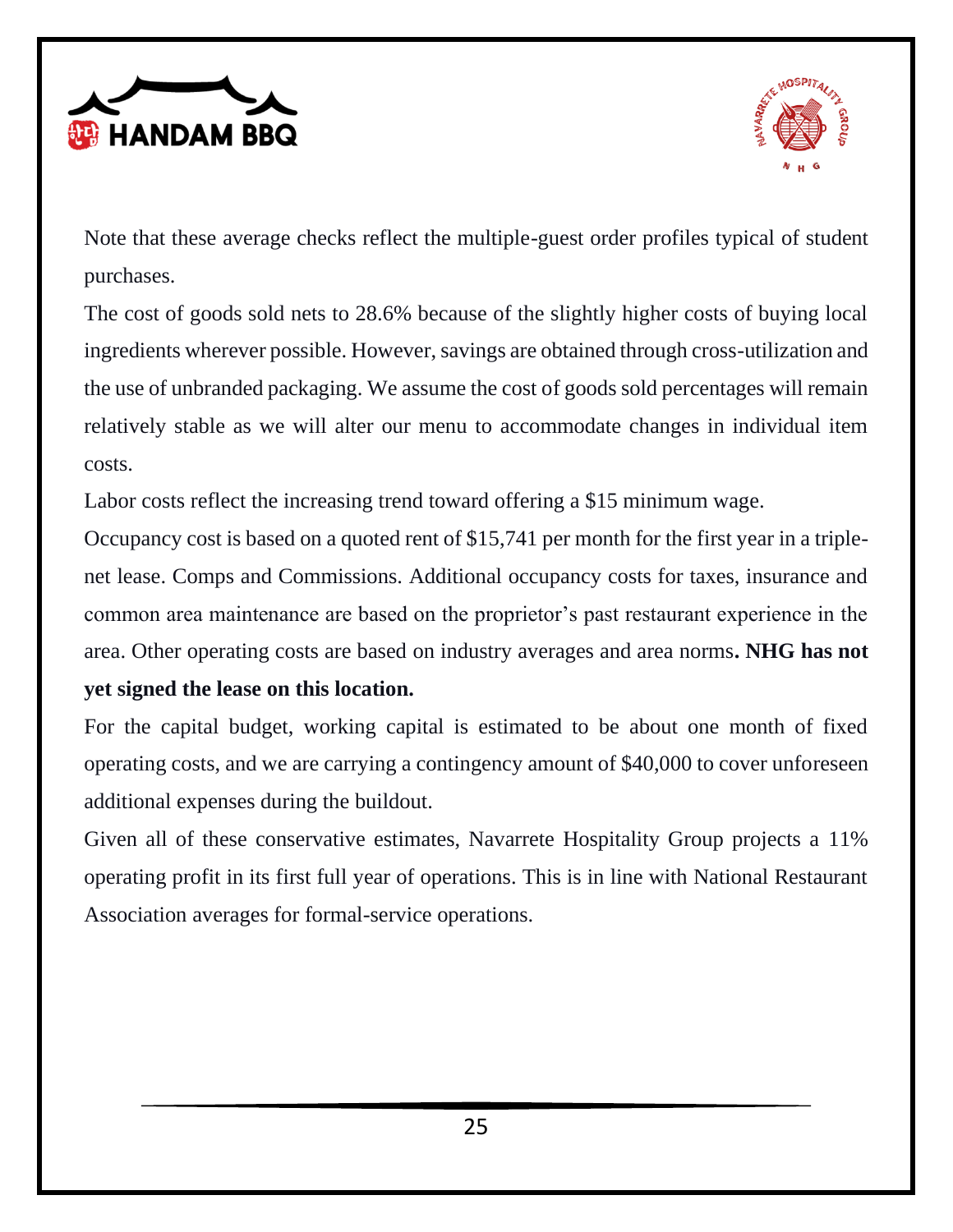Note that these average checks reflect the multiple-guest order profiles typical of student purchases.

The cost of goods sold nets to 28.6% because of the slightly higher costs of buying local ingredients wherever possible. However, savings are obtained through cross-utilization and the use of unbranded packaging. We assume the cost of goods sold percentages will remain relatively stable as we will alter our menu to accommodate changes in individual item costs.

Labor costs reflect the increasing trend toward offering a $15 minimum wage.

Occupancy cost is based on a quoted rent of $15,741 per month for the first year in a triple-net lease. Comps and Commissions. Additional occupancy costs for taxes, insurance and common area maintenance are based on the proprietor's past restaurant experience in the area. Other operating costs are based on industry averages and area norms**. NHG has not yet signed the lease on this location.**

For the capital budget, working capital is estimated to be about one month of fixed operating costs, and we are carrying a contingency amount of $40,000 to cover unforeseen additional expenses during the buildout.

Given all of these conservative estimates, Navarrete Hospitality Group projects a 11% operating profit in its first full year of operations. This is in line with National Restaurant Association averages for formal-service operations.